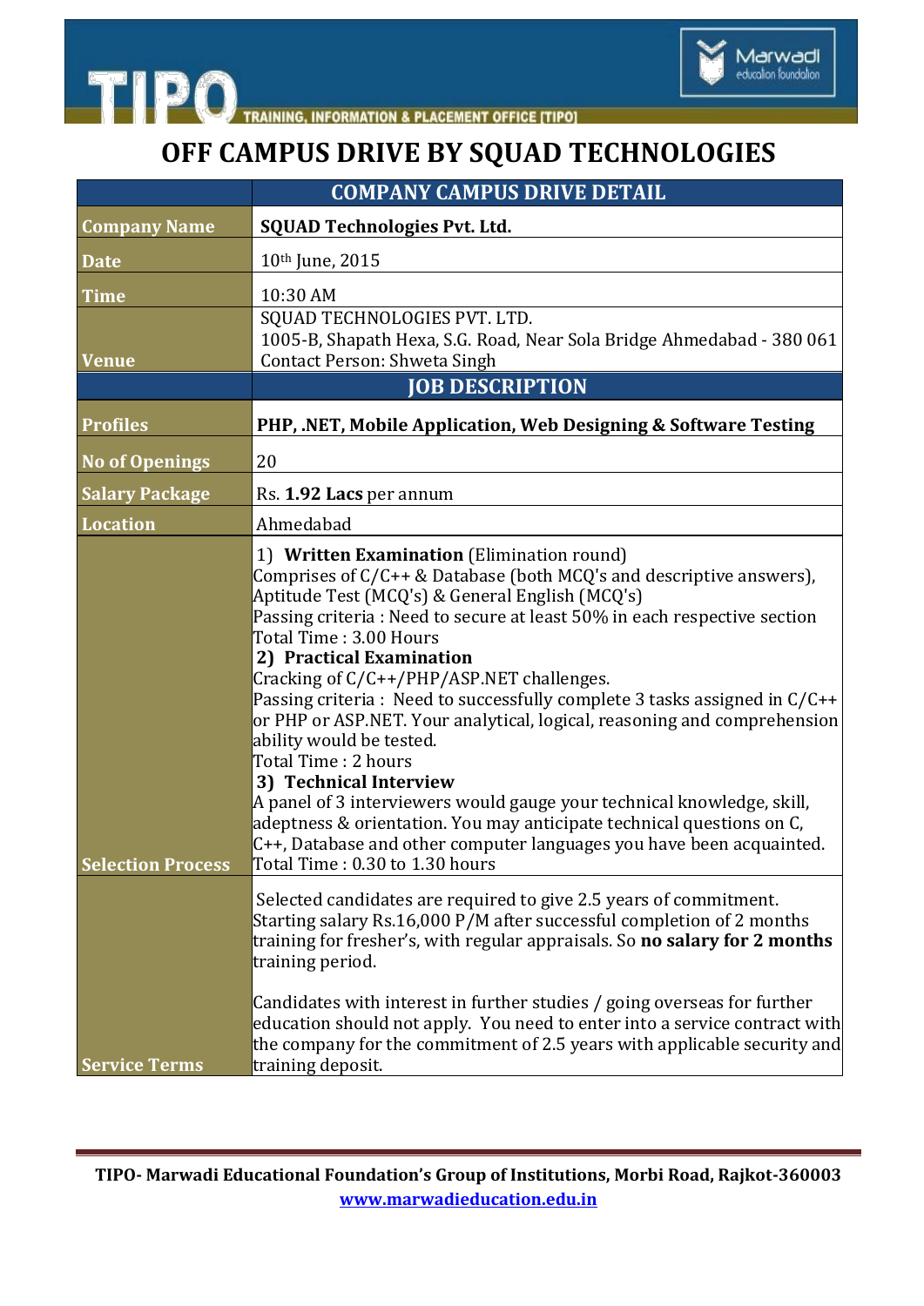# OFF CAMPUS DRIVE BY SQUAD TECHNOLOGIES

| | COMPANY CAMPUS DRIVE DETAIL |
|---|---|
| **Company Name** | **SQUAD Technologies Pvt. Ltd.** |
| **Date** | 10th June, 2015 |
| **Time** | 10:30 AM |
| **Venue** | SQUAD TECHNOLOGIES PVT. LTD.<br>1005-B, Shapath Hexa, S.G. Road, Near Sola Bridge Ahmedabad - 380 061<br>Contact Person: Shweta Singh |
| | **JOB DESCRIPTION** |
| **Profiles** | **PHP, .NET, Mobile Application, Web Designing & Software Testing** |
| **No of Openings** | 20 |
| **Salary Package** | Rs. **1.92 Lacs** per annum |
| **Location** | Ahmedabad |
| **Selection Process** | 1) **Written Examination** (Elimination round)<br>Comprises of C/C++ & Database (both MCQ's and descriptive answers), Aptitude Test (MCQ's) & General English (MCQ's)<br>Passing criteria : Need to secure at least 50% in each respective section<br>Total Time : 3.00 Hours<br>**2) Practical Examination**<br>Cracking of C/C++/PHP/ASP.NET challenges.<br>Passing criteria : Need to successfully complete 3 tasks assigned in C/C++ or PHP or ASP.NET. Your analytical, logical, reasoning and comprehension ability would be tested.<br>Total Time : 2 hours<br>**3) Technical Interview**<br>A panel of 3 interviewers would gauge your technical knowledge, skill, adeptness & orientation. You may anticipate technical questions on C, C++, Database and other computer languages you have been acquainted.<br>Total Time : 0.30 to 1.30 hours |
| **Service Terms** | Selected candidates are required to give 2.5 years of commitment. Starting salary Rs.16,000 P/M after successful completion of 2 months training for fresher's, with regular appraisals. So **no salary for 2 months** training period.<br><br>Candidates with interest in further studies / going overseas for further education should not apply. You need to enter into a service contract with the company for the commitment of 2.5 years with applicable security and training deposit. |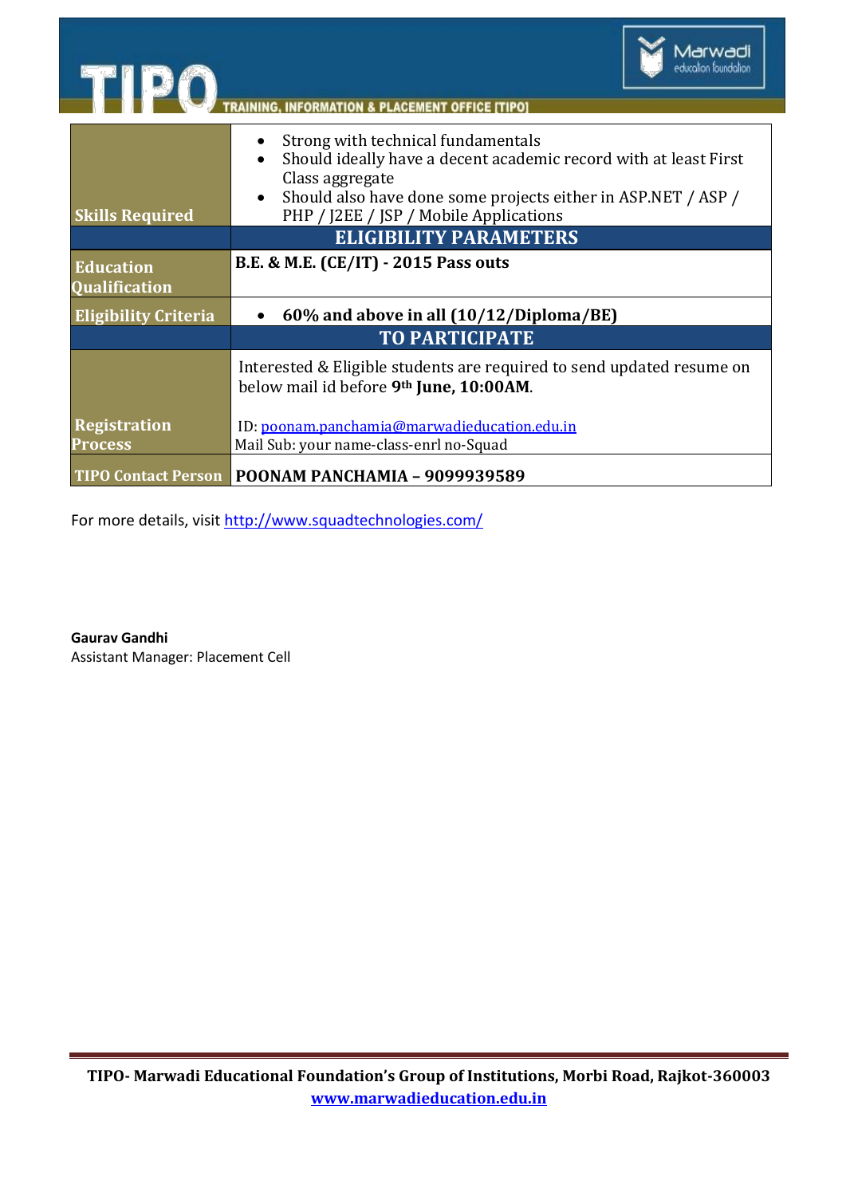| | |
|---|---|
| **Skills Required** | • Strong with technical fundamentals<br>• Should ideally have a decent academic record with at least First Class aggregate<br>• Should also have done some projects either in ASP.NET / ASP / PHP / J2EE / JSP / Mobile Applications |
| | **ELIGIBILITY PARAMETERS** |
| **Education Qualification** | **B.E. & M.E. (CE/IT) - 2015 Pass outs** |
| **Eligibility Criteria** | • **60% and above in all (10/12/Diploma/BE)** |
| | **TO PARTICIPATE** |
| **Registration Process** | Interested & Eligible students are required to send updated resume on below mail id before **9th June, 10:00AM**.<br><br>ID: poonam.panchamia@marwadieducation.edu.in<br>Mail Sub: your name-class-enrl no-Squad |
| **TIPO Contact Person** | **POONAM PANCHAMIA – 9099939589** |

For more details, visit http://www.squadtechnologies.com/

**Gaurav Gandhi**
Assistant Manager: Placement Cell